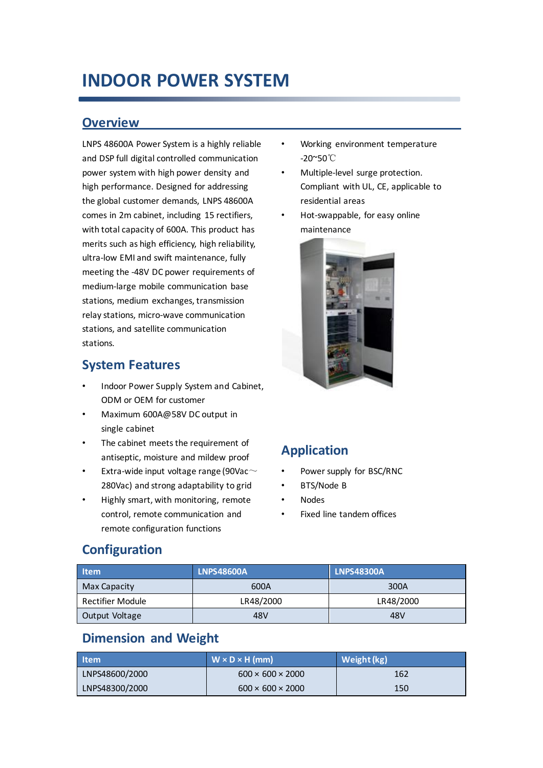# INDOOR POWER SYSTEM

## Overview

LNPS 48600A Power System is a highly reliable and DSP full digital controlled communication power system with high power density and high performance. Designed for addressing the global customer demands, LNPS 48600A comes in 2m cabinet, including 15 rectifiers, with total capacity of 600A. This product has merits such as high efficiency, high reliability, ultra-low EMI and swift maintenance, fully meeting the -48V DC power requirements of medium-large mobile communication base stations, medium exchanges, transmission relay stations, micro-wave communication stations, and satellite communication stations.

- Working environment temperature -20~50℃
- Multiple-level surge protection. Compliant with UL, CE, applicable to residential areas
- Hot-swappable, for easy online maintenance

## System Features

- Indoor Power Supply System and Cabinet, ODM or OEM for customer
- Maximum 600A@58V DC output in single cabinet
- The cabinet meets the requirement of antiseptic, moisture and mildew proof
- Extra-wide input voltage range (90Vac～280Vac) and strong adaptability to grid
- Highly smart, with monitoring, remote control, remote communication and remote configuration functions

## Application

- Power supply for BSC/RNC
- BTS/Node B
- Nodes
- Fixed line tandem offices

## Configuration

| Item | LNPS48600A | LNPS48300A |
|---|---|---|
| Max Capacity | 600A | 300A |
| Rectifier Module | LR48/2000 | LR48/2000 |
| Output Voltage | 48V | 48V |

## Dimension and Weight

| Item | W × D × H (mm) | Weight (kg) |
|---|---|---|
| LNPS48600/2000 | 600 × 600 × 2000 | 162 |
| LNPS48300/2000 | 600 × 600 × 2000 | 150 |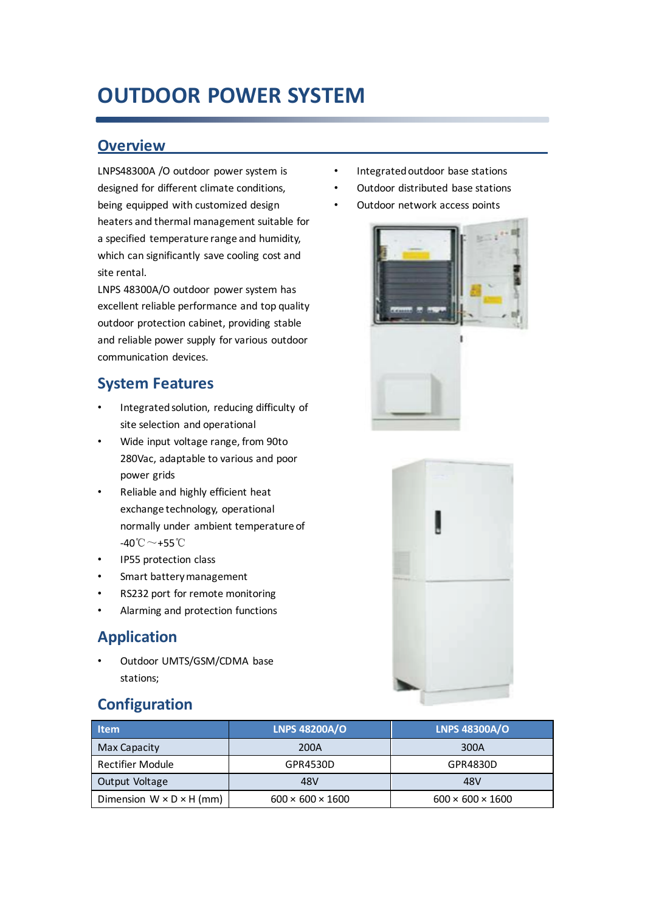# OUTDOOR POWER SYSTEM

## Overview

LNPS48300A /O outdoor power system is designed for different climate conditions, being equipped with customized design heaters and thermal management suitable for a specified temperature range and humidity, which can significantly save cooling cost and site rental.

LNPS 48300A/O outdoor power system has excellent reliable performance and top quality outdoor protection cabinet, providing stable and reliable power supply for various outdoor communication devices.

## System Features

- Integrated solution, reducing difficulty of site selection and operational
- Wide input voltage range, from 90to 280Vac, adaptable to various and poor power grids
- Reliable and highly efficient heat exchange technology, operational normally under ambient temperature of -40℃～+55℃
- IP55 protection class
- Smart battery management
- RS232 port for remote monitoring
- Alarming and protection functions

## Application

- Outdoor UMTS/GSM/CDMA base stations;
- Integrated outdoor base stations
- Outdoor distributed base stations
- Outdoor network access points

## Configuration

| Item | LNPS 48200A/O | LNPS 48300A/O |
|---|---|---|
| Max Capacity | 200A | 300A |
| Rectifier Module | GPR4530D | GPR4830D |
| Output Voltage | 48V | 48V |
| Dimension W × D × H (mm) | 600 × 600 × 1600 | 600 × 600 × 1600 |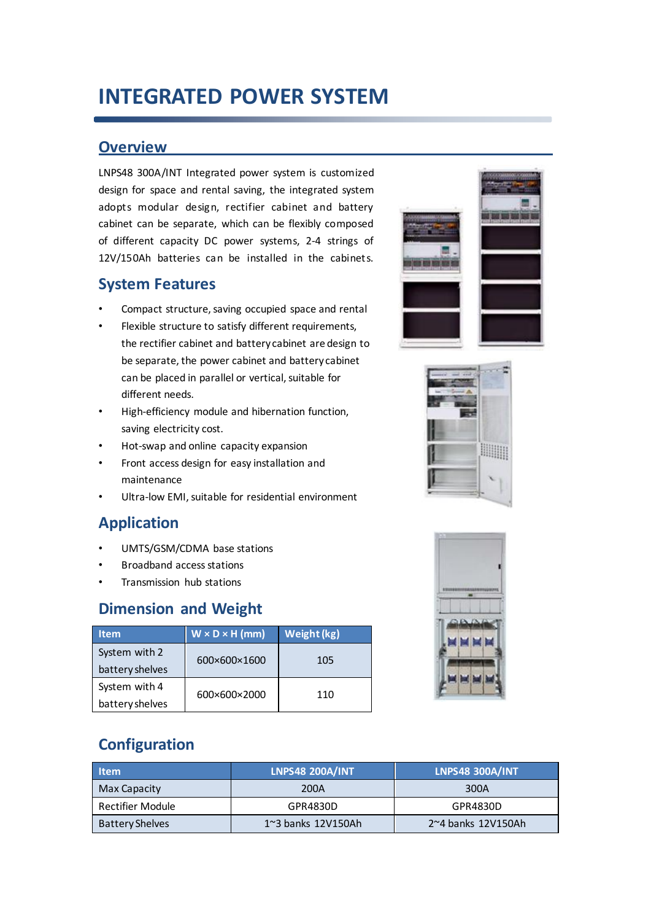# INTEGRATED POWER SYSTEM

## Overview

LNPS48 300A/INT Integrated power system is customized design for space and rental saving, the integrated system adopts modular design, rectifier cabinet and battery cabinet can be separate, which can be flexibly composed of different capacity DC power systems, 2-4 strings of 12V/150Ah batteries can be installed in the cabinets.

## System Features

- Compact structure, saving occupied space and rental
- Flexible structure to satisfy different requirements, the rectifier cabinet and battery cabinet are design to be separate, the power cabinet and battery cabinet can be placed in parallel or vertical, suitable for different needs.
- High-efficiency module and hibernation function, saving electricity cost.
- Hot-swap and online capacity expansion
- Front access design for easy installation and maintenance
- Ultra-low EMI, suitable for residential environment

## Application

- UMTS/GSM/CDMA base stations
- Broadband access stations
- Transmission hub stations

## Dimension and Weight

| Item | W × D × H (mm) | Weight (kg) |
|---|---|---|
| System with 2 battery shelves | 600×600×1600 | 105 |
| System with 4 battery shelves | 600×600×2000 | 110 |

## Configuration

| Item | LNPS48 200A/INT | LNPS48 300A/INT |
|---|---|---|
| Max Capacity | 200A | 300A |
| Rectifier Module | GPR4830D | GPR4830D |
| Battery Shelves | 1~3 banks 12V150Ah | 2~4 banks 12V150Ah |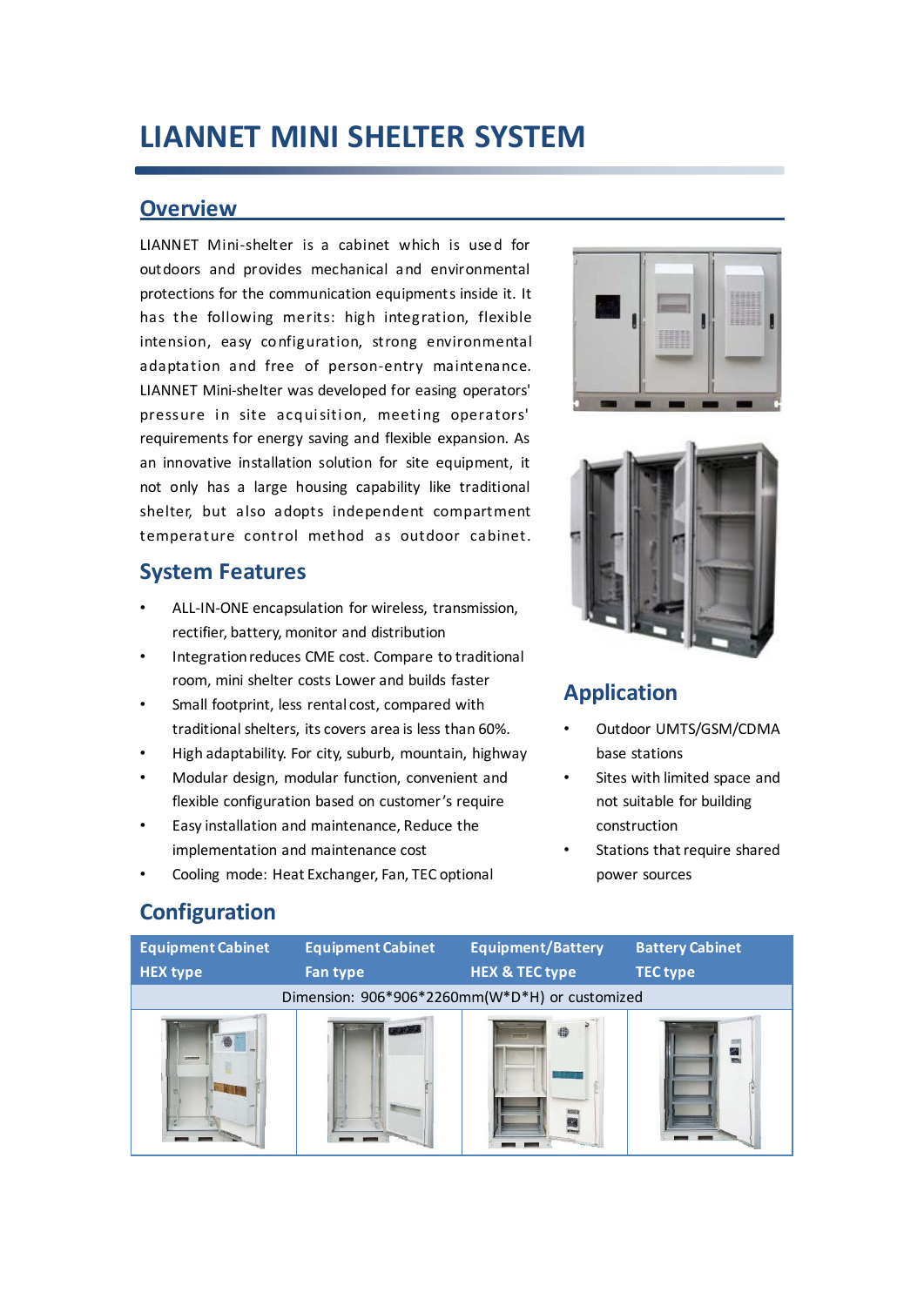# LIANNET MINI SHELTER SYSTEM

## Overview

LIANNET Mini-shelter is a cabinet which is used for outdoors and provides mechanical and environmental protections for the communication equipments inside it. It has the following merits: high integration, flexible intension, easy configuration, strong environmental adaptation and free of person-entry maintenance. LIANNET Mini-shelter was developed for easing operators' pressure in site acquisition, meeting operators' requirements for energy saving and flexible expansion. As an innovative installation solution for site equipment, it not only has a large housing capability like traditional shelter, but also adopts independent compartment temperature control method as outdoor cabinet.

## System Features

- ALL-IN-ONE encapsulation for wireless, transmission, rectifier, battery, monitor and distribution
- Integration reduces CME cost. Compare to traditional room, mini shelter costs Lower and builds faster
- Small footprint, less rental cost, compared with traditional shelters, its covers area is less than 60%.
- High adaptability. For city, suburb, mountain, highway
- Modular design, modular function, convenient and flexible configuration based on customer's require
- Easy installation and maintenance, Reduce the implementation and maintenance cost
- Cooling mode: Heat Exchanger, Fan, TEC optional

## Application

- Outdoor UMTS/GSM/CDMA base stations
- Sites with limited space and not suitable for building construction
- Stations that require shared power sources

## Configuration

| Equipment Cabinet HEX type | Equipment Cabinet Fan type | Equipment/Battery HEX & TEC type | Battery Cabinet TEC type |
|---|---|---|---|
| Dimension: 906*906*2260mm(W*D*H) or customized | | | |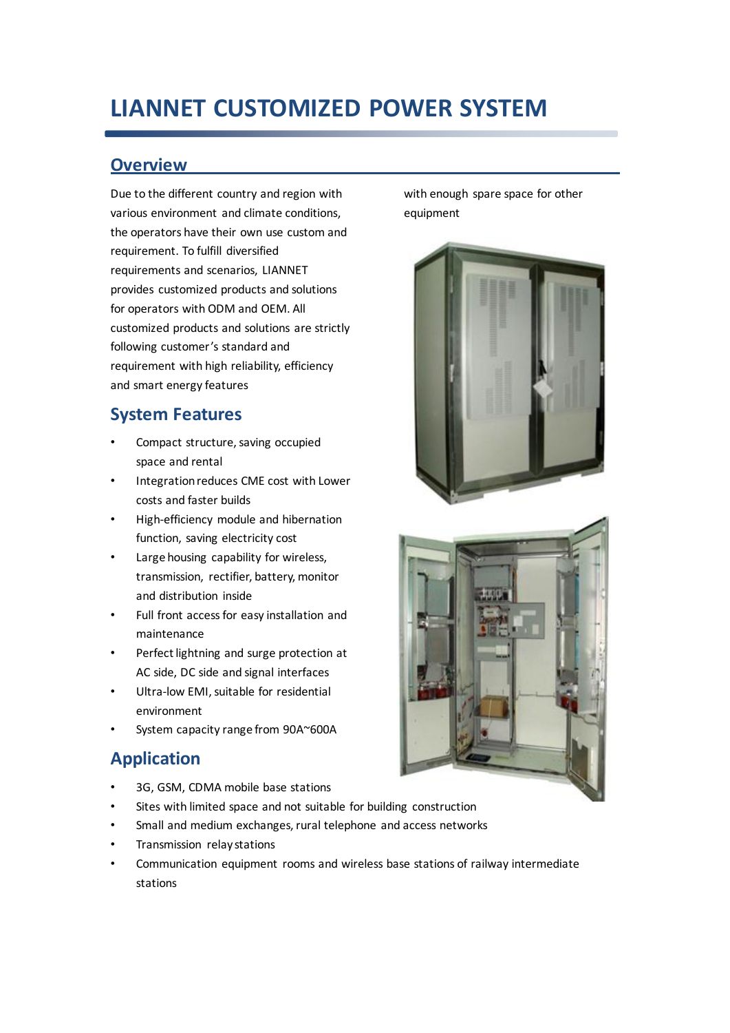# LIANNET CUSTOMIZED POWER SYSTEM

## Overview

Due to the different country and region with various environment and climate conditions, the operators have their own use custom and requirement. To fulfill diversified requirements and scenarios, LIANNET provides customized products and solutions for operators with ODM and OEM. All customized products and solutions are strictly following customer's standard and requirement with high reliability, efficiency and smart energy features with enough spare space for other equipment

## System Features

- Compact structure, saving occupied space and rental
- Integration reduces CME cost with Lower costs and faster builds
- High-efficiency module and hibernation function, saving electricity cost
- Large housing capability for wireless, transmission, rectifier, battery, monitor and distribution inside
- Full front access for easy installation and maintenance
- Perfect lightning and surge protection at AC side, DC side and signal interfaces
- Ultra-low EMI, suitable for residential environment
- System capacity range from 90A~600A

## Application

- 3G, GSM, CDMA mobile base stations
- Sites with limited space and not suitable for building construction
- Small and medium exchanges, rural telephone and access networks
- Transmission relay stations
- Communication equipment rooms and wireless base stations of railway intermediate stations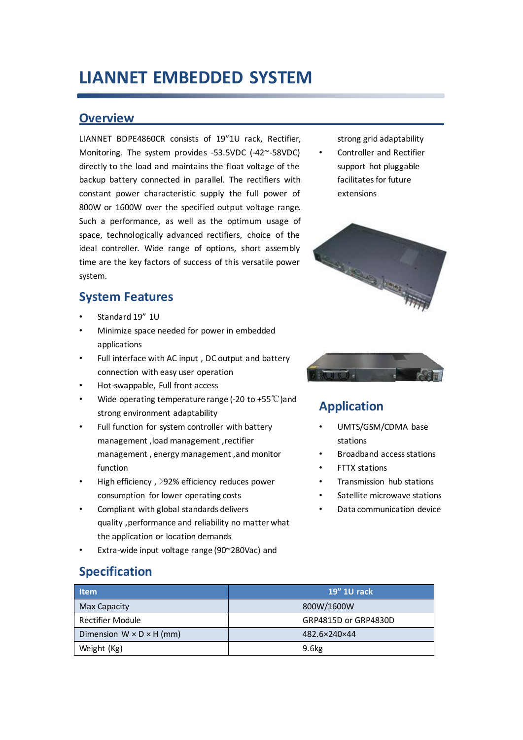# LIANNET EMBEDDED SYSTEM

## Overview

LIANNET BDPE4860CR consists of 19"1U rack, Rectifier, Monitoring. The system provides -53.5VDC (-42~-58VDC) directly to the load and maintains the float voltage of the backup battery connected in parallel. The rectifiers with constant power characteristic supply the full power of 800W or 1600W over the specified output voltage range. Such a performance, as well as the optimum usage of space, technologically advanced rectifiers, choice of the ideal controller. Wide range of options, short assembly time are the key factors of success of this versatile power system.

## System Features

- Standard 19" 1U
- Minimize space needed for power in embedded applications
- Full interface with AC input , DC output and battery connection with easy user operation
- Hot-swappable, Full front access
- Wide operating temperature range (-20 to +55℃)and strong environment adaptability
- Full function for system controller with battery management ,load management ,rectifier management , energy management ,and monitor function
- High efficiency , ＞92% efficiency reduces power consumption for lower operating costs
- Compliant with global standards delivers quality ,performance and reliability no matter what the application or location demands
- Extra-wide input voltage range (90~280Vac) and strong grid adaptability
- Controller and Rectifier support hot pluggable facilitates for future extensions

## Application

- UMTS/GSM/CDMA base stations
- Broadband access stations
- FTTX stations
- Transmission hub stations
- Satellite microwave stations
- Data communication device

## Specification

| Item | 19" 1U rack |
| --- | --- |
| Max Capacity | 800W/1600W |
| Rectifier Module | GRP4815D or GRP4830D |
| Dimension W × D × H (mm) | 482.6×240×44 |
| Weight (Kg) | 9.6kg |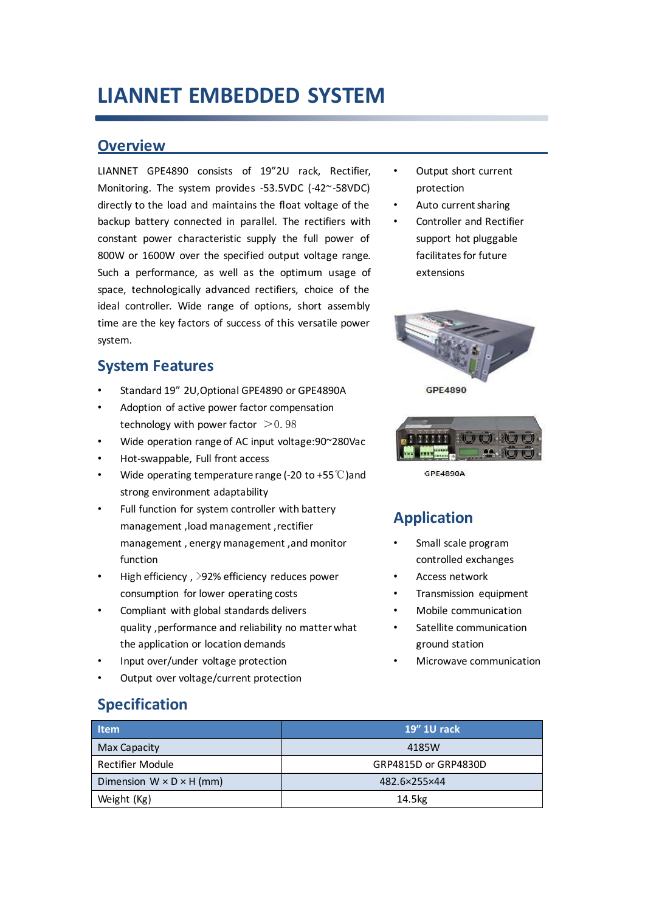# LIANNET EMBEDDED SYSTEM

## Overview

LIANNET GPE4890 consists of 19"2U rack, Rectifier, Monitoring. The system provides -53.5VDC (-42~-58VDC) directly to the load and maintains the float voltage of the backup battery connected in parallel. The rectifiers with constant power characteristic supply the full power of 800W or 1600W over the specified output voltage range. Such a performance, as well as the optimum usage of space, technologically advanced rectifiers, choice of the ideal controller. Wide range of options, short assembly time are the key factors of success of this versatile power system.

## System Features

- Standard 19" 2U,Optional GPE4890 or GPE4890A
- Adoption of active power factor compensation technology with power factor ＞0.98
- Wide operation range of AC input voltage:90~280Vac
- Hot-swappable, Full front access
- Wide operating temperature range (-20 to +55℃)and strong environment adaptability
- Full function for system controller with battery management ,load management ,rectifier management , energy management ,and monitor function
- High efficiency , >92% efficiency reduces power consumption for lower operating costs
- Compliant with global standards delivers quality ,performance and reliability no matter what the application or location demands
- Input over/under voltage protection
- Output over voltage/current protection
- Output short current protection
- Auto current sharing
- Controller and Rectifier support hot pluggable facilitates for future extensions

GPE4890

GPE4890A

## Application

- Small scale program controlled exchanges
- Access network
- Transmission equipment
- Mobile communication
- Satellite communication ground station
- Microwave communication

## Specification

| Item | 19" 1U rack |
|---|---|
| Max Capacity | 4185W |
| Rectifier Module | GRP4815D or GRP4830D |
| Dimension W × D × H (mm) | 482.6×255×44 |
| Weight (Kg) | 14.5kg |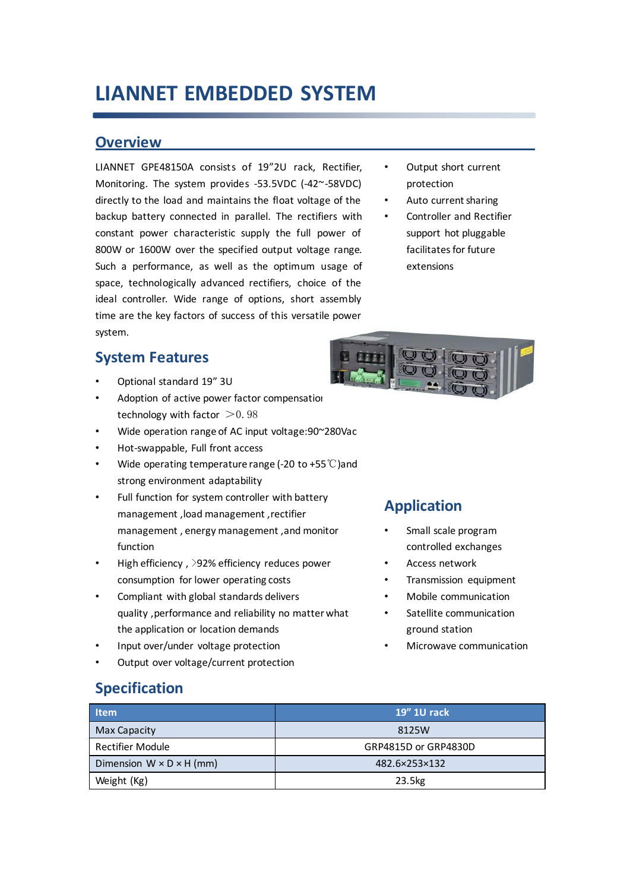# LIANNET EMBEDDED SYSTEM

## Overview

LIANNET GPE48150A consists of 19"2U rack, Rectifier, Monitoring. The system provides -53.5VDC (-42~-58VDC) directly to the load and maintains the float voltage of the backup battery connected in parallel. The rectifiers with constant power characteristic supply the full power of 800W or 1600W over the specified output voltage range. Such a performance, as well as the optimum usage of space, technologically advanced rectifiers, choice of the ideal controller. Wide range of options, short assembly time are the key factors of success of this versatile power system.

- Output short current protection
- Auto current sharing
- Controller and Rectifier support hot pluggable facilitates for future extensions

## System Features

- Optional standard 19" 3U
- Adoption of active power factor compensation technology with factor >0.98
- Wide operation range of AC input voltage:90~280Vac
- Hot-swappable, Full front access
- Wide operating temperature range (-20 to +55℃)and strong environment adaptability
- Full function for system controller with battery management ,load management ,rectifier management , energy management ,and monitor function
- High efficiency , >92% efficiency reduces power consumption for lower operating costs
- Compliant with global standards delivers quality ,performance and reliability no matter what the application or location demands
- Input over/under voltage protection
- Output over voltage/current protection

## Application

- Small scale program controlled exchanges
- Access network
- Transmission equipment
- Mobile communication
- Satellite communication ground station
- Microwave communication

## Specification

| Item | 19" 1U rack |
|---|---|
| Max Capacity | 8125W |
| Rectifier Module | GRP4815D or GRP4830D |
| Dimension W × D × H (mm) | 482.6×253×132 |
| Weight (Kg) | 23.5kg |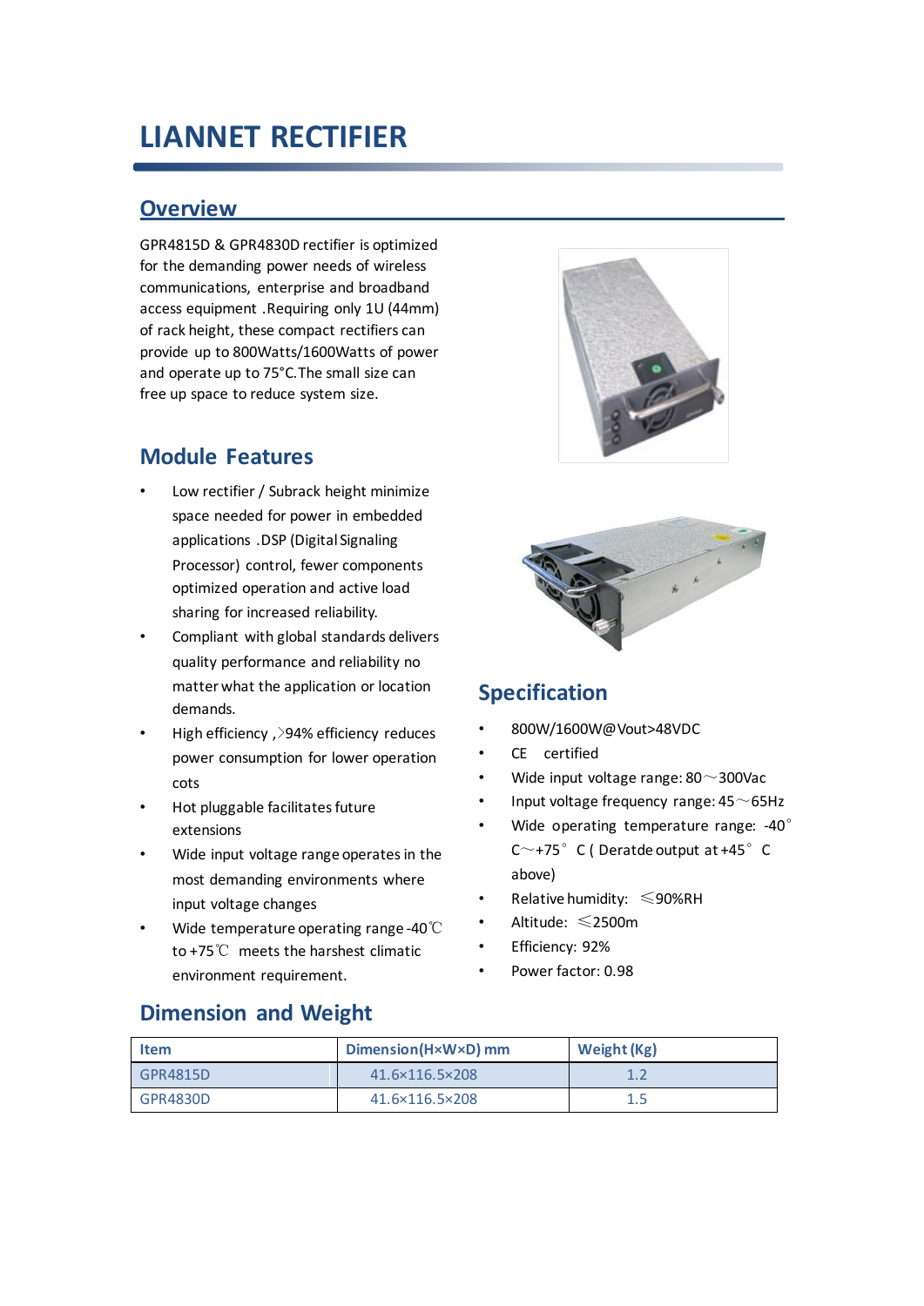# LIANNET RECTIFIER

## Overview

GPR4815D & GPR4830D rectifier is optimized for the demanding power needs of wireless communications, enterprise and broadband access equipment .Requiring only 1U (44mm) of rack height, these compact rectifiers can provide up to 800Watts/1600Watts of power and operate up to 75°C.The small size can free up space to reduce system size.

## Module Features

- Low rectifier / Subrack height minimize space needed for power in embedded applications .DSP (Digital Signaling Processor) control, fewer components optimized operation and active load sharing for increased reliability.
- Compliant with global standards delivers quality performance and reliability no matter what the application or location demands.
- High efficiency ,>94% efficiency reduces power consumption for lower operation cots
- Hot pluggable facilitates future extensions
- Wide input voltage range operates in the most demanding environments where input voltage changes
- Wide temperature operating range -40℃ to +75℃ meets the harshest climatic environment requirement.

## Specification

- 800W/1600W@Vout>48VDC
- CE certified
- Wide input voltage range: 80～300Vac
- Input voltage frequency range: 45～65Hz
- Wide operating temperature range: -40° C～+75° C ( Deratde output at +45° C above)
- Relative humidity: ≤90%RH
- Altitude: ≤2500m
- Efficiency: 92%
- Power factor: 0.98

## Dimension and Weight

| Item | Dimension(H×W×D) mm | Weight (Kg) |
|---|---|---|
| GPR4815D | 41.6×116.5×208 | 1.2 |
| GPR4830D | 41.6×116.5×208 | 1.5 |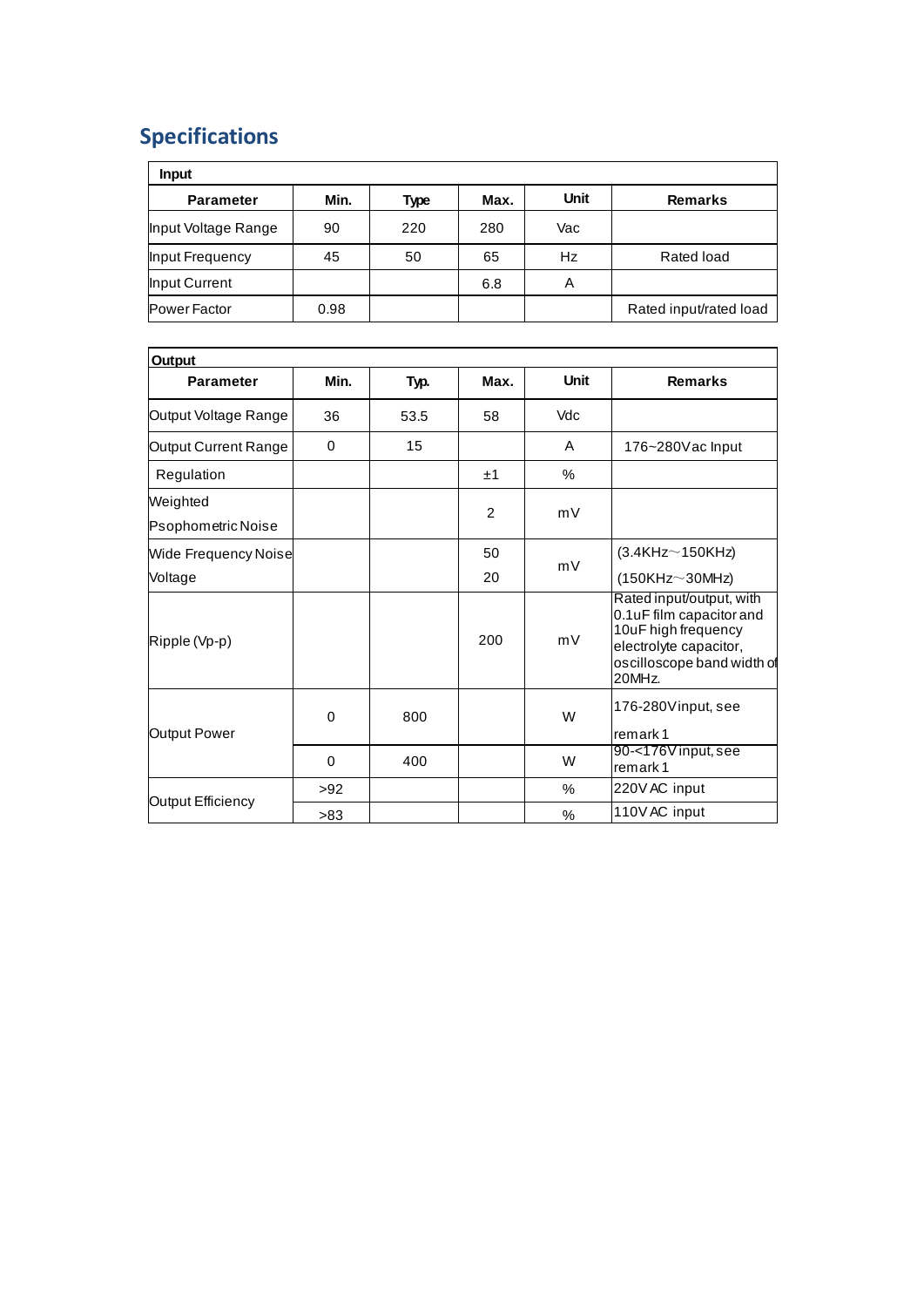## Specifications

| Input | | | | | |
|---|---|---|---|---|---|
| **Parameter** | **Min.** | **Type** | **Max.** | **Unit** | **Remarks** |
| Input Voltage Range | 90 | 220 | 280 | Vac | |
| Input Frequency | 45 | 50 | 65 | Hz | Rated load |
| Input Current | | | 6.8 | A | |
| Power Factor | 0.98 | | | | Rated input/rated load |

| Output | | | | | |
|---|---|---|---|---|---|
| **Parameter** | **Min.** | **Typ.** | **Max.** | **Unit** | **Remarks** |
| Output Voltage Range | 36 | 53.5 | 58 | Vdc | |
| Output Current Range | 0 | 15 | | A | 176~280Vac Input |
| Regulation | | | ±1 | % | |
| Weighted Psophometric Noise | | | 2 | mV | |
| Wide Frequency Noise Voltage | | | 50<br>20 | mV | (3.4KHz～150KHz)<br>(150KHz～30MHz) |
| Ripple (Vp-p) | | | 200 | mV | Rated input/output, with 0.1uF film capacitor and 10uF high frequency electrolyte capacitor, oscilloscope band width of 20MHz. |
| Output Power | 0 | 800 | | W | 176-280Vinput, see remark1 |
| | 0 | 400 | | W | 90-<176V input, see remark1 |
| Output Efficiency | >92 | | | % | 220V AC input |
| | >83 | | | % | 110V AC input |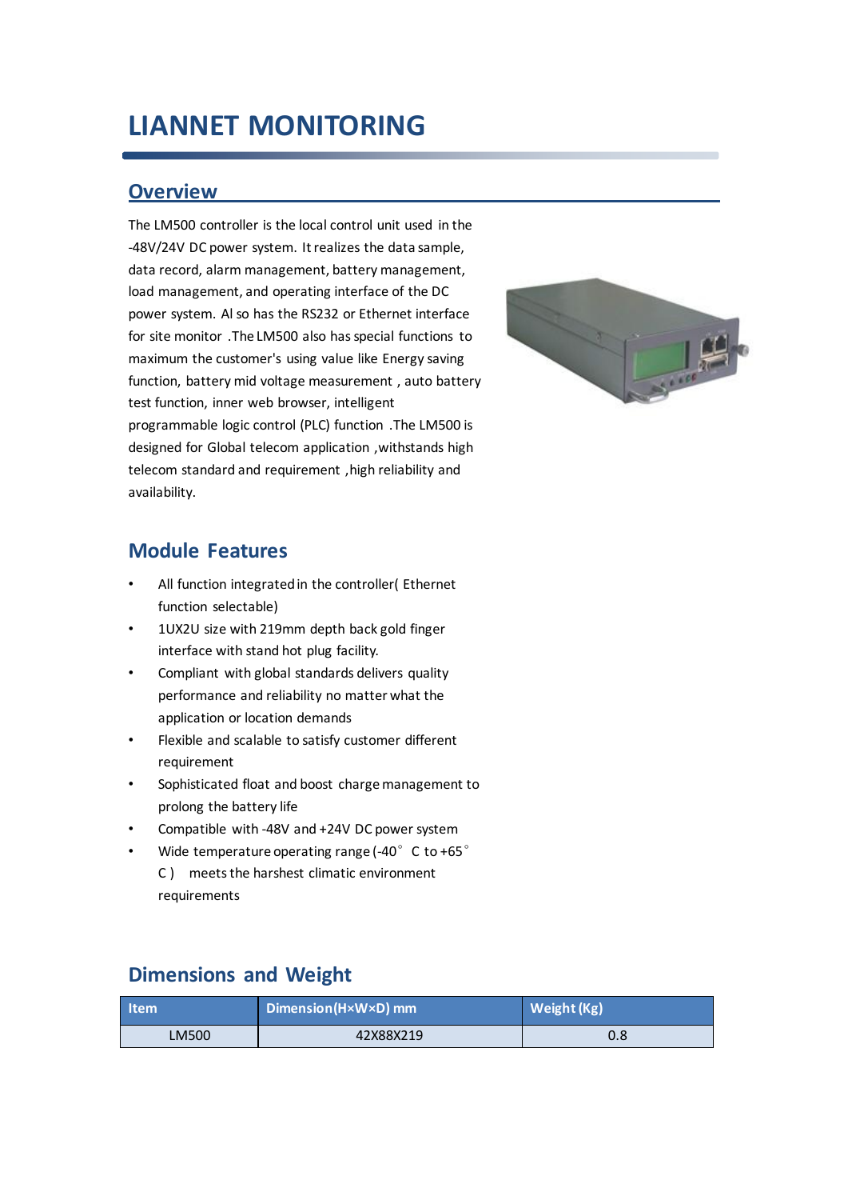# LIANNET MONITORING

## Overview

The LM500 controller is the local control unit used in the -48V/24V DC power system. It realizes the data sample, data record, alarm management, battery management, load management, and operating interface of the DC power system. Al so has the RS232 or Ethernet interface for site monitor .The LM500 also has special functions to maximum the customer's using value like Energy saving function, battery mid voltage measurement , auto battery test function, inner web browser, intelligent programmable logic control (PLC) function .The LM500 is designed for Global telecom application ,withstands high telecom standard and requirement ,high reliability and availability.

## Module Features

- All function integrated in the controller( Ethernet function selectable)
- 1UX2U size with 219mm depth back gold finger interface with stand hot plug facility.
- Compliant with global standards delivers quality performance and reliability no matter what the application or location demands
- Flexible and scalable to satisfy customer different requirement
- Sophisticated float and boost charge management to prolong the battery life
- Compatible with -48V and +24V DC power system
- Wide temperature operating range (-40° C to +65° C ) meets the harshest climatic environment requirements

## Dimensions and Weight

| Item | Dimension(H×W×D) mm | Weight (Kg) |
|---|---|---|
| LM500 | 42X88X219 | 0.8 |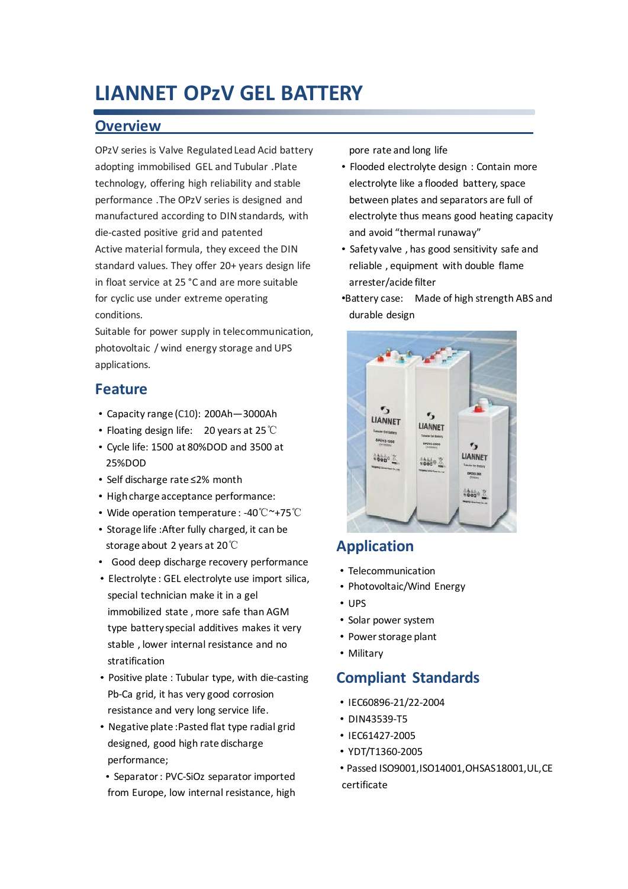# LIANNET OPzV GEL BATTERY

## Overview

OPzV series is Valve Regulated Lead Acid battery adopting immobilised GEL and Tubular .Plate technology, offering high reliability and stable performance .The OPzV series is designed and manufactured according to DIN standards, with die-casted positive grid and patented Active material formula, they exceed the DIN standard values. They offer 20+ years design life in float service at 25 °C and are more suitable for cyclic use under extreme operating conditions.

Suitable for power supply in telecommunication, photovoltaic / wind energy storage and UPS applications.

## Feature

- Capacity range (C10): 200Ah—3000Ah
- Floating design life: 20 years at 25℃
- Cycle life: 1500 at 80%DOD and 3500 at 25%DOD
- Self discharge rate ≤2% month
- High charge acceptance performance:
- Wide operation temperature : -40℃~+75℃
- Storage life :After fully charged, it can be storage about 2 years at 20℃
- Good deep discharge recovery performance
- Electrolyte : GEL electrolyte use import silica, special technician make it in a gel immobilized state , more safe than AGM type battery special additives makes it very stable , lower internal resistance and no stratification
- Positive plate : Tubular type, with die-casting Pb-Ca grid, it has very good corrosion resistance and very long service life.
- Negative plate :Pasted flat type radial grid designed, good high rate discharge performance;
- Separator : PVC-SiOz separator imported from Europe, low internal resistance, high pore rate and long life
- Flooded electrolyte design : Contain more electrolyte like a flooded battery, space between plates and separators are full of electrolyte thus means good heating capacity and avoid "thermal runaway"
- Safety valve , has good sensitivity safe and reliable , equipment with double flame arrester/acide filter
- Battery case: Made of high strength ABS and durable design

## Application

- Telecommunication
- Photovoltaic/Wind Energy
- UPS
- Solar power system
- Power storage plant
- Military

## Compliant Standards

- IEC60896-21/22-2004
- DIN43539-T5
- IEC61427-2005
- YDT/T1360-2005
- Passed ISO9001,ISO14001,OHSAS18001,UL,CE certificate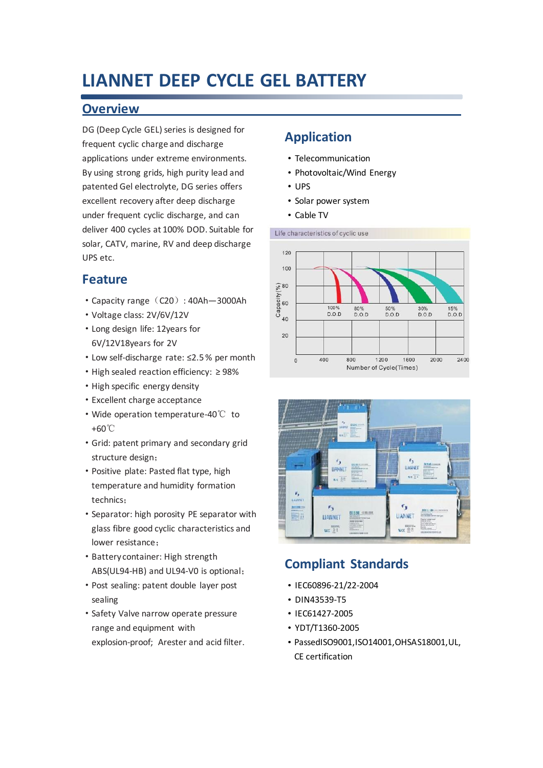# LIANNET DEEP CYCLE GEL BATTERY

## Overview

DG (Deep Cycle GEL) series is designed for frequent cyclic charge and discharge applications under extreme environments. By using strong grids, high purity lead and patented Gel electrolyte, DG series offers excellent recovery after deep discharge under frequent cyclic discharge, and can deliver 400 cycles at 100% DOD. Suitable for solar, CATV, marine, RV and deep discharge UPS etc.

## Feature

- Capacity range（C20）: 40Ah—3000Ah
- Voltage class: 2V/6V/12V
- Long design life: 12years for 6V/12V18years for 2V
- Low self-discharge rate: ≤2.5% per month
- High sealed reaction efficiency: ≥ 98%
- High specific energy density
- Excellent charge acceptance
- Wide operation temperature-40℃ to +60℃
- Grid: patent primary and secondary grid structure design;
- Positive plate: Pasted flat type, high temperature and humidity formation technics;
- Separator: high porosity PE separator with glass fibre good cyclic characteristics and lower resistance;
- Battery container: High strength ABS(UL94-HB) and UL94-V0 is optional;
- Post sealing: patent double layer post sealing
- Safety Valve narrow operate pressure range and equipment with explosion-proof; Arester and acid filter.

## Application

- Telecommunication
- Photovoltaic/Wind Energy
- UPS
- Solar power system
- Cable TV

Life characteristics of cyclic use

Capacity(%)
120
100
80
60
40
20
0
400
800
1200
1600
2000
2400
Number of Cycle(Times)
100% D.O.D
80% D.O.D
50% D.O.D
30% D.O.D
15% D.O.D

## Compliant Standards

- IEC60896-21/22-2004
- DIN43539-T5
- IEC61427-2005
- YDT/T1360-2005
- PassedISO9001,ISO14001,OHSAS18001,UL, CE certification